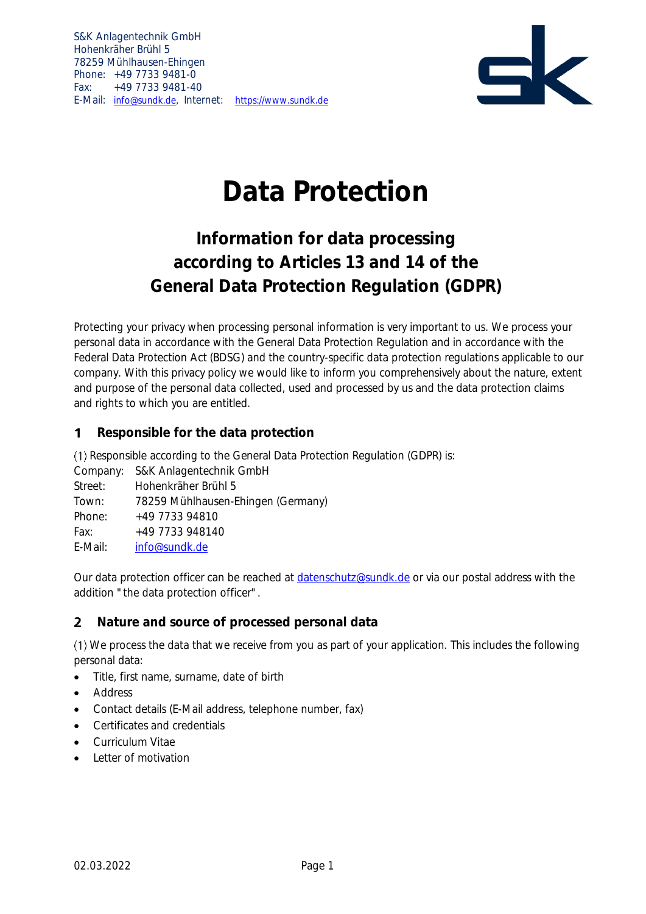S&K Anlagentechnik GmbH
Hohenkräher Brühl 5
78259 Mühlhausen-Ehingen
Phone: +49 7733 9481-0
Fax: +49 7733 9481-40
E-Mail: info@sundk.de, Internet: https://www.sundk.de

# Data Protection

## Information for data processing according to Articles 13 and 14 of the General Data Protection Regulation (GDPR)

Protecting your privacy when processing personal information is very important to us. We process your personal data in accordance with the General Data Protection Regulation and in accordance with the Federal Data Protection Act (BDSG) and the country-specific data protection regulations applicable to our company. With this privacy policy we would like to inform you comprehensively about the nature, extent and purpose of the personal data collected, used and processed by us and the data protection claims and rights to which you are entitled.

### 1 Responsible for the data protection

(1) Responsible according to the General Data Protection Regulation (GDPR) is:

Company: S&K Anlagentechnik GmbH
Street: Hohenkräher Brühl 5
Town: 78259 Mühlhausen-Ehingen (Germany)
Phone: +49 7733 94810
Fax: +49 7733 948140
E-Mail: info@sundk.de

Our data protection officer can be reached at datenschutz@sundk.de or via our postal address with the addition "the data protection officer".

### 2 Nature and source of processed personal data

(1) We process the data that we receive from you as part of your application. This includes the following personal data:

- Title, first name, surname, date of birth
- Address
- Contact details (E-Mail address, telephone number, fax)
- Certificates and credentials
- Curriculum Vitae
- Letter of motivation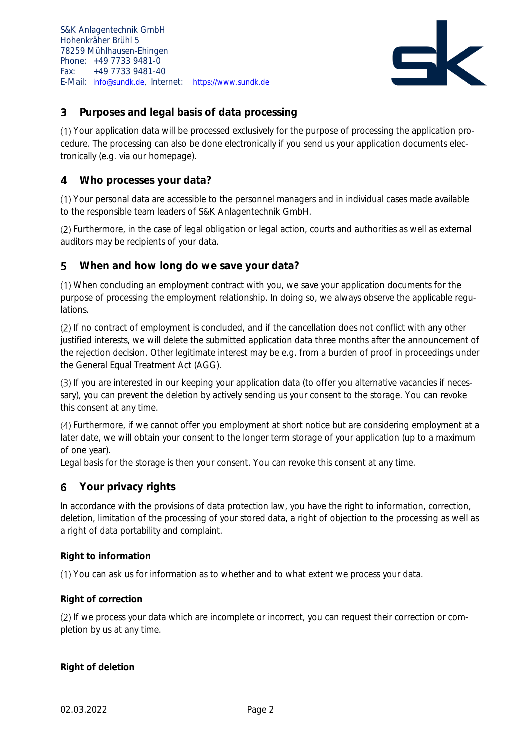## 3 Purposes and legal basis of data processing

(1) Your application data will be processed exclusively for the purpose of processing the application procedure. The processing can also be done electronically if you send us your application documents electronically (e.g. via our homepage).

## 4 Who processes your data?

(1) Your personal data are accessible to the personnel managers and in individual cases made available to the responsible team leaders of S&K Anlagentechnik GmbH.

(2) Furthermore, in the case of legal obligation or legal action, courts and authorities as well as external auditors may be recipients of your data.

## 5 When and how long do we save your data?

(1) When concluding an employment contract with you, we save your application documents for the purpose of processing the employment relationship. In doing so, we always observe the applicable regulations.

(2) If no contract of employment is concluded, and if the cancellation does not conflict with any other justified interests, we will delete the submitted application data three months after the announcement of the rejection decision. Other legitimate interest may be e.g. from a burden of proof in proceedings under the General Equal Treatment Act (AGG).

(3) If you are interested in our keeping your application data (to offer you alternative vacancies if necessary), you can prevent the deletion by actively sending us your consent to the storage. You can revoke this consent at any time.

(4) Furthermore, if we cannot offer you employment at short notice but are considering employment at a later date, we will obtain your consent to the longer term storage of your application (up to a maximum of one year).
Legal basis for the storage is then your consent. You can revoke this consent at any time.

## 6 Your privacy rights

In accordance with the provisions of data protection law, you have the right to information, correction, deletion, limitation of the processing of your stored data, a right of objection to the processing as well as a right of data portability and complaint.

**Right to information**

(1) You can ask us for information as to whether and to what extent we process your data.

**Right of correction**

(2) If we process your data which are incomplete or incorrect, you can request their correction or completion by us at any time.

**Right of deletion**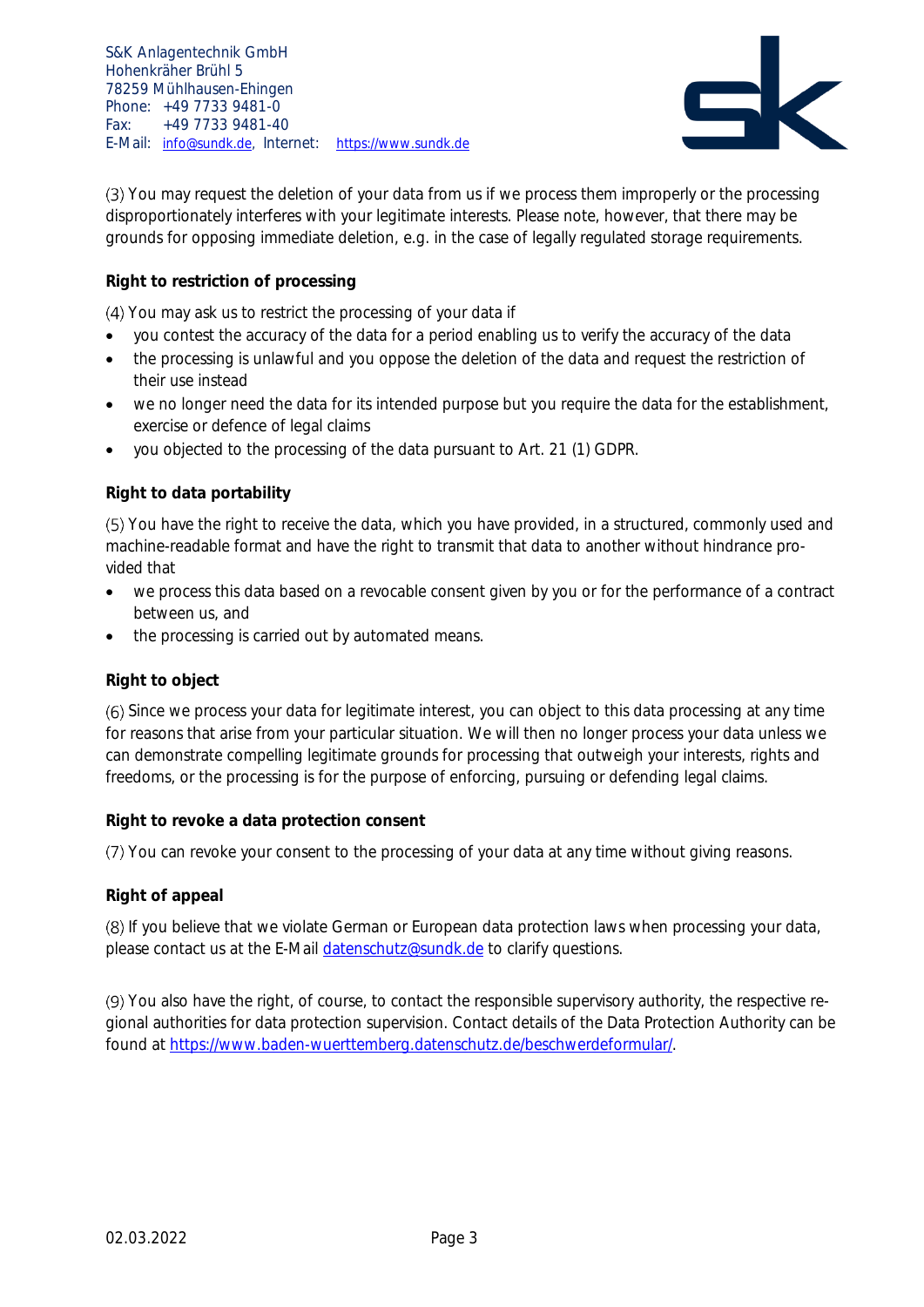(3) You may request the deletion of your data from us if we process them improperly or the processing disproportionately interferes with your legitimate interests. Please note, however, that there may be grounds for opposing immediate deletion, e.g. in the case of legally regulated storage requirements.

**Right to restriction of processing**

(4) You may ask us to restrict the processing of your data if

- you contest the accuracy of the data for a period enabling us to verify the accuracy of the data
- the processing is unlawful and you oppose the deletion of the data and request the restriction of their use instead
- we no longer need the data for its intended purpose but you require the data for the establishment, exercise or defence of legal claims
- you objected to the processing of the data pursuant to Art. 21 (1) GDPR.

**Right to data portability**

(5) You have the right to receive the data, which you have provided, in a structured, commonly used and machine-readable format and have the right to transmit that data to another without hindrance provided that

- we process this data based on a revocable consent given by you or for the performance of a contract between us, and
- the processing is carried out by automated means.

**Right to object**

(6) Since we process your data for legitimate interest, you can object to this data processing at any time for reasons that arise from your particular situation. We will then no longer process your data unless we can demonstrate compelling legitimate grounds for processing that outweigh your interests, rights and freedoms, or the processing is for the purpose of enforcing, pursuing or defending legal claims.

**Right to revoke a data protection consent**

(7) You can revoke your consent to the processing of your data at any time without giving reasons.

**Right of appeal**

(8) If you believe that we violate German or European data protection laws when processing your data, please contact us at the E-Mail datenschutz@sundk.de to clarify questions.

(9) You also have the right, of course, to contact the responsible supervisory authority, the respective regional authorities for data protection supervision. Contact details of the Data Protection Authority can be found at https://www.baden-wuerttemberg.datenschutz.de/beschwerdeformular/.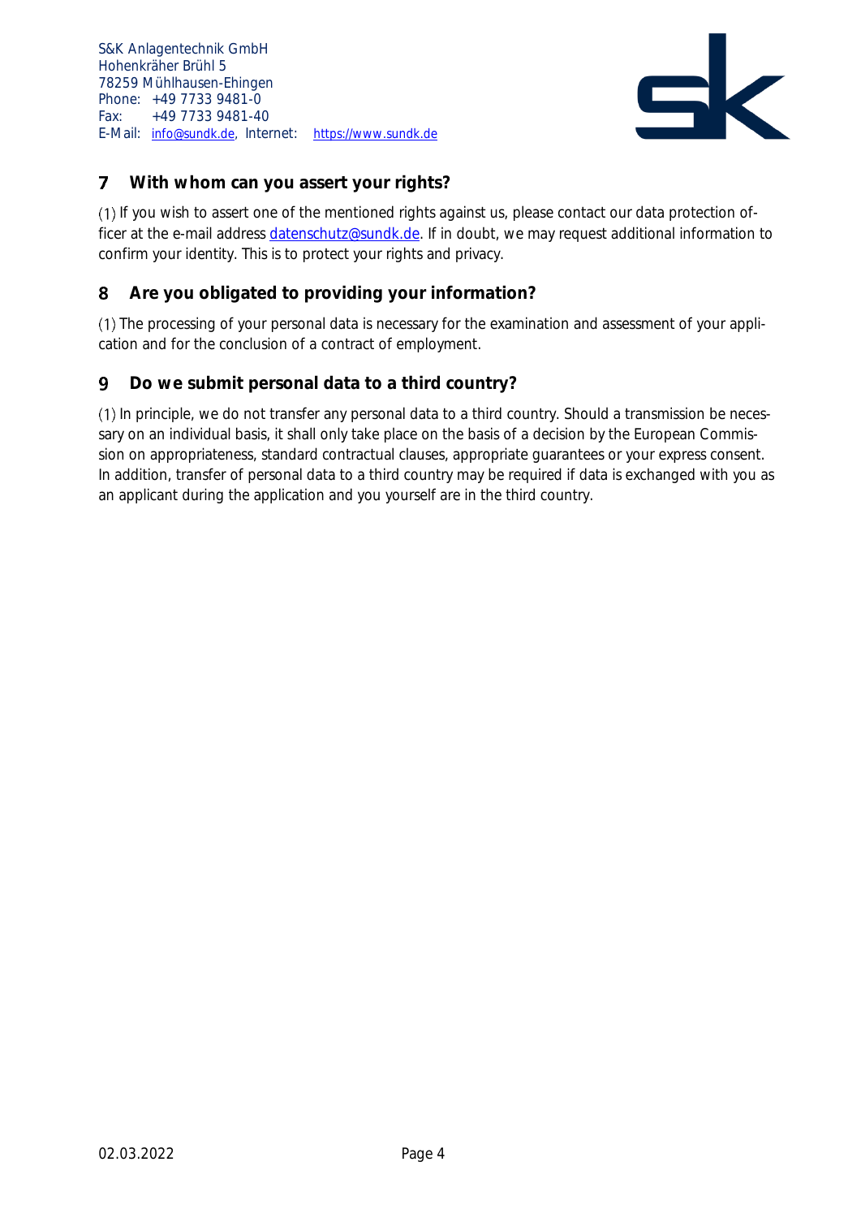## 7 With whom can you assert your rights?

(1) If you wish to assert one of the mentioned rights against us, please contact our data protection officer at the e-mail address datenschutz@sundk.de. If in doubt, we may request additional information to confirm your identity. This is to protect your rights and privacy.

## 8 Are you obligated to providing your information?

(1) The processing of your personal data is necessary for the examination and assessment of your application and for the conclusion of a contract of employment.

## 9 Do we submit personal data to a third country?

(1) In principle, we do not transfer any personal data to a third country. Should a transmission be necessary on an individual basis, it shall only take place on the basis of a decision by the European Commission on appropriateness, standard contractual clauses, appropriate guarantees or your express consent. In addition, transfer of personal data to a third country may be required if data is exchanged with you as an applicant during the application and you yourself are in the third country.